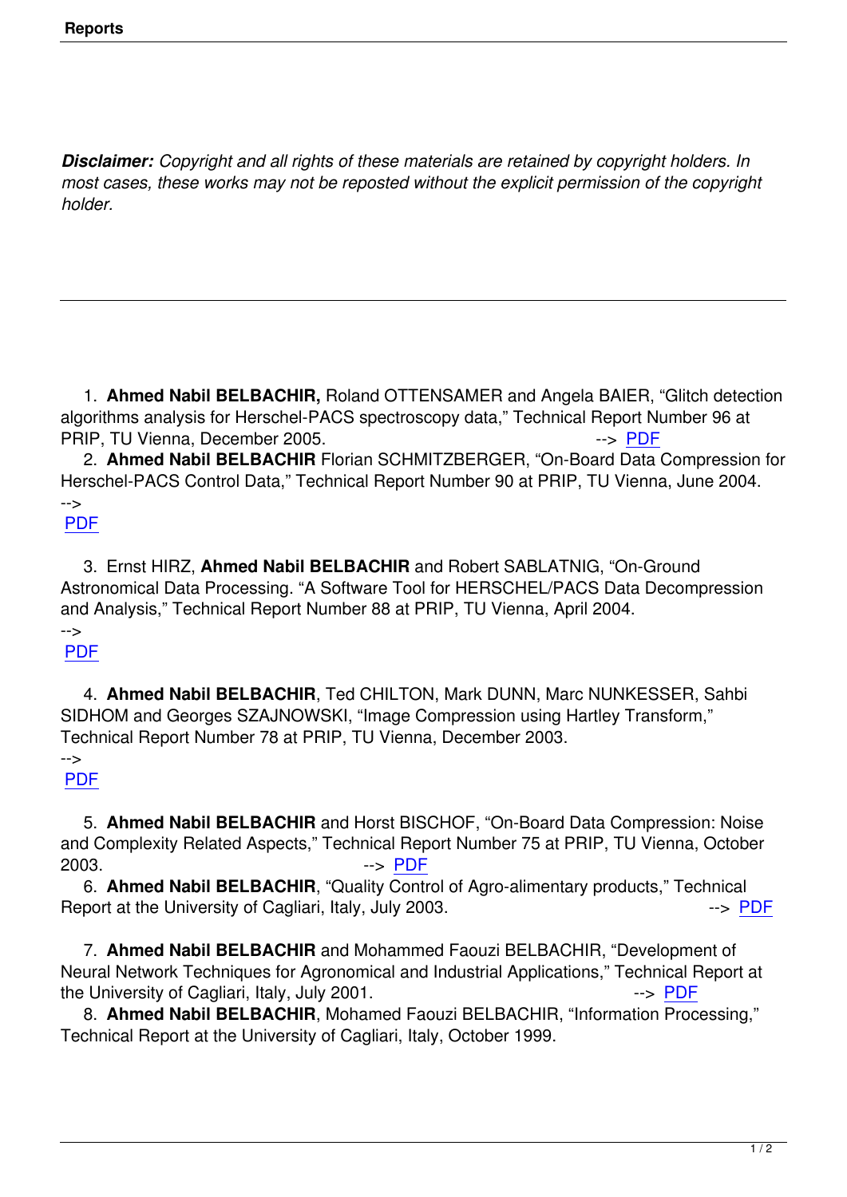**Reports**

***Disclaimer:*** *Copyright and all rights of these materials are retained by copyright holders. In most cases, these works may not be reposted without the explicit permission of the copyright holder.*

---

1. **Ahmed Nabil BELBACHIR,** Roland OTTENSAMER and Angela BAIER, “Glitch detection algorithms analysis for Herschel-PACS spectroscopy data,” Technical Report Number 96 at PRIP, TU Vienna, December 2005. --> PDF
2. **Ahmed Nabil BELBACHIR** Florian SCHMITZBERGER, “On-Board Data Compression for Herschel-PACS Control Data,” Technical Report Number 90 at PRIP, TU Vienna, June 2004. --> PDF
3. Ernst HIRZ, **Ahmed Nabil BELBACHIR** and Robert SABLATNIG, “On-Ground Astronomical Data Processing. “A Software Tool for HERSCHEL/PACS Data Decompression and Analysis,” Technical Report Number 88 at PRIP, TU Vienna, April 2004. --> PDF
4. **Ahmed Nabil BELBACHIR**, Ted CHILTON, Mark DUNN, Marc NUNKESSER, Sahbi SIDHOM and Georges SZAJNOWSKI, “Image Compression using Hartley Transform,” Technical Report Number 78 at PRIP, TU Vienna, December 2003. --> PDF
5. **Ahmed Nabil BELBACHIR** and Horst BISCHOF, “On-Board Data Compression: Noise and Complexity Related Aspects,” Technical Report Number 75 at PRIP, TU Vienna, October 2003. --> PDF
6. **Ahmed Nabil BELBACHIR**, “Quality Control of Agro-alimentary products,” Technical Report at the University of Cagliari, Italy, July 2003. --> PDF
7. **Ahmed Nabil BELBACHIR** and Mohammed Faouzi BELBACHIR, “Development of Neural Network Techniques for Agronomical and Industrial Applications,” Technical Report at the University of Cagliari, Italy, July 2001. --> PDF
8. **Ahmed Nabil BELBACHIR**, Mohamed Faouzi BELBACHIR, “Information Processing,” Technical Report at the University of Cagliari, Italy, October 1999.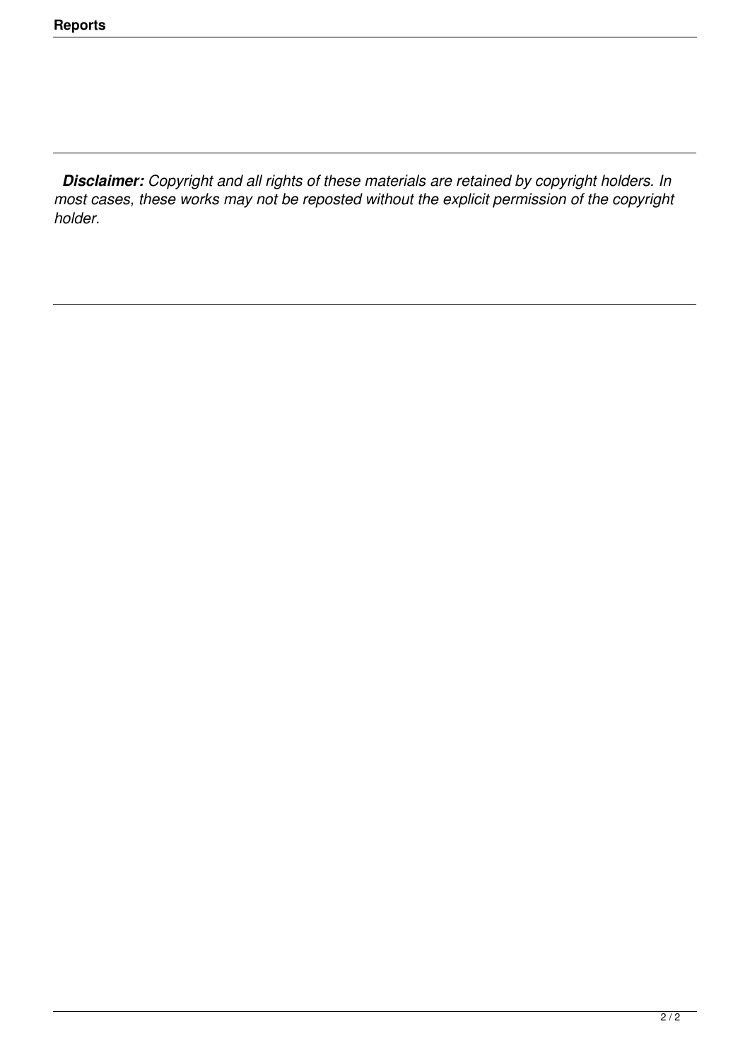***Disclaimer:*** *Copyright and all rights of these materials are retained by copyright holders. In most cases, these works may not be reposted without the explicit permission of the copyright holder.*